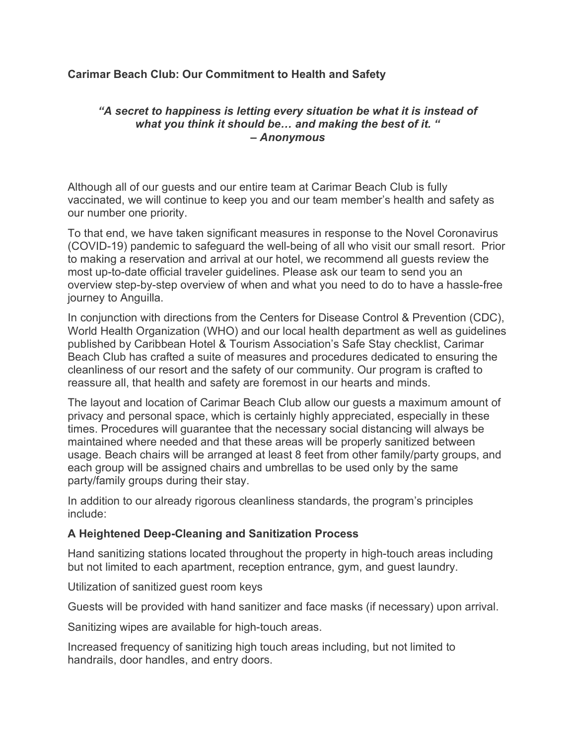**Carimar Beach Club: Our Commitment to Health and Safety**

***"A secret to happiness is letting every situation be what it is instead of what you think it should be… and making the best of it. "***
***– Anonymous***

Although all of our guests and our entire team at Carimar Beach Club is fully vaccinated, we will continue to keep you and our team member's health and safety as our number one priority.

To that end, we have taken significant measures in response to the Novel Coronavirus (COVID-19) pandemic to safeguard the well-being of all who visit our small resort. Prior to making a reservation and arrival at our hotel, we recommend all guests review the most up-to-date official traveler guidelines. Please ask our team to send you an overview step-by-step overview of when and what you need to do to have a hassle-free journey to Anguilla.

In conjunction with directions from the Centers for Disease Control & Prevention (CDC), World Health Organization (WHO) and our local health department as well as guidelines published by Caribbean Hotel & Tourism Association's Safe Stay checklist, Carimar Beach Club has crafted a suite of measures and procedures dedicated to ensuring the cleanliness of our resort and the safety of our community. Our program is crafted to reassure all, that health and safety are foremost in our hearts and minds.

The layout and location of Carimar Beach Club allow our guests a maximum amount of privacy and personal space, which is certainly highly appreciated, especially in these times. Procedures will guarantee that the necessary social distancing will always be maintained where needed and that these areas will be properly sanitized between usage. Beach chairs will be arranged at least 8 feet from other family/party groups, and each group will be assigned chairs and umbrellas to be used only by the same party/family groups during their stay.

In addition to our already rigorous cleanliness standards, the program's principles include:

**A Heightened Deep-Cleaning and Sanitization Process**

Hand sanitizing stations located throughout the property in high-touch areas including but not limited to each apartment, reception entrance, gym, and guest laundry.

Utilization of sanitized guest room keys

Guests will be provided with hand sanitizer and face masks (if necessary) upon arrival.

Sanitizing wipes are available for high-touch areas.

Increased frequency of sanitizing high touch areas including, but not limited to handrails, door handles, and entry doors.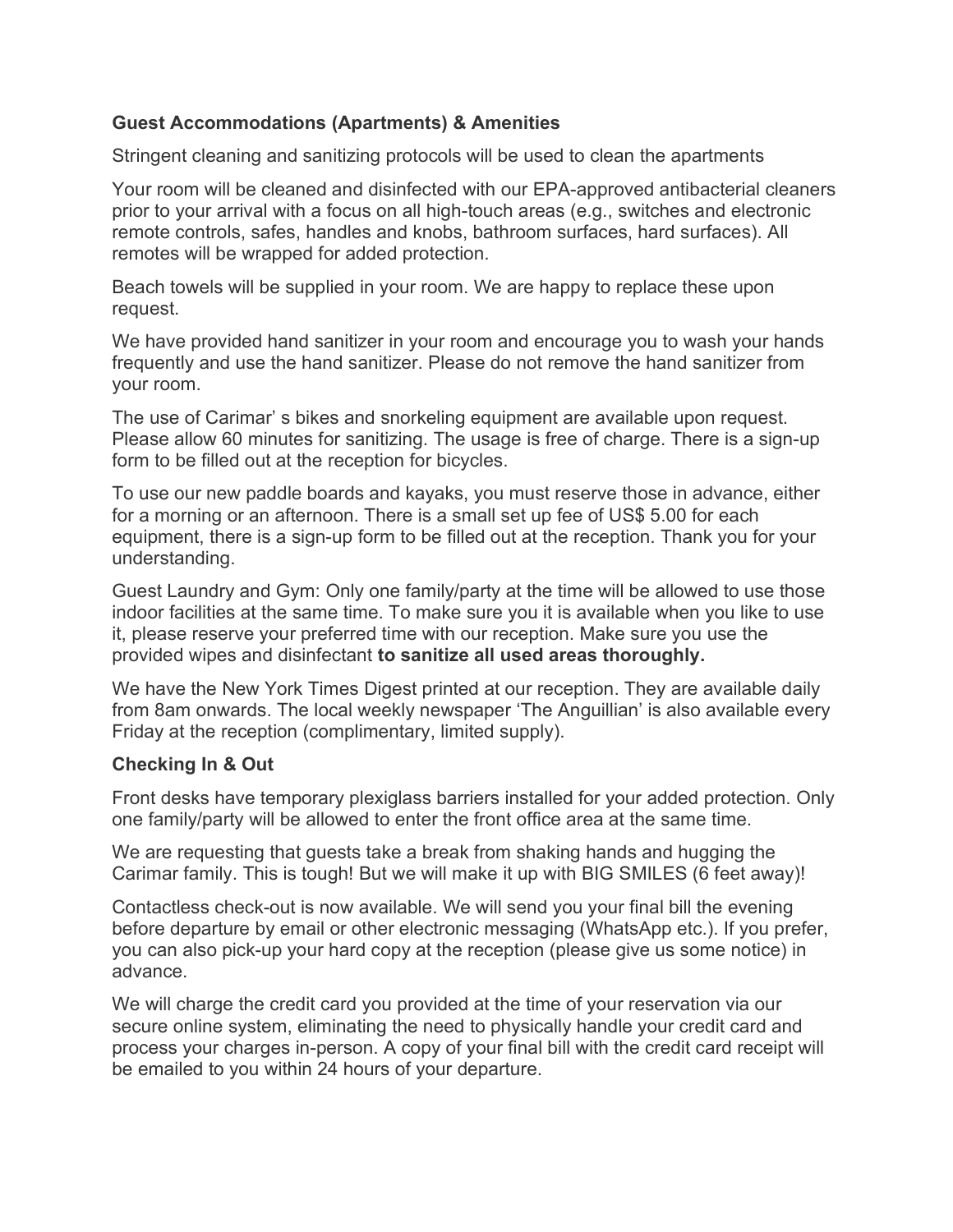**Guest Accommodations (Apartments) & Amenities**

Stringent cleaning and sanitizing protocols will be used to clean the apartments

Your room will be cleaned and disinfected with our EPA-approved antibacterial cleaners prior to your arrival with a focus on all high-touch areas (e.g., switches and electronic remote controls, safes, handles and knobs, bathroom surfaces, hard surfaces). All remotes will be wrapped for added protection.

Beach towels will be supplied in your room. We are happy to replace these upon request.

We have provided hand sanitizer in your room and encourage you to wash your hands frequently and use the hand sanitizer. Please do not remove the hand sanitizer from your room.

The use of Carimar' s bikes and snorkeling equipment are available upon request. Please allow 60 minutes for sanitizing. The usage is free of charge. There is a sign-up form to be filled out at the reception for bicycles.

To use our new paddle boards and kayaks, you must reserve those in advance, either for a morning or an afternoon. There is a small set up fee of US$ 5.00 for each equipment, there is a sign-up form to be filled out at the reception. Thank you for your understanding.

Guest Laundry and Gym: Only one family/party at the time will be allowed to use those indoor facilities at the same time. To make sure you it is available when you like to use it, please reserve your preferred time with our reception. Make sure you use the provided wipes and disinfectant **to sanitize all used areas thoroughly.**

We have the New York Times Digest printed at our reception. They are available daily from 8am onwards. The local weekly newspaper 'The Anguillian' is also available every Friday at the reception (complimentary, limited supply).

**Checking In & Out**

Front desks have temporary plexiglass barriers installed for your added protection. Only one family/party will be allowed to enter the front office area at the same time.

We are requesting that guests take a break from shaking hands and hugging the Carimar family. This is tough! But we will make it up with BIG SMILES (6 feet away)!

Contactless check-out is now available. We will send you your final bill the evening before departure by email or other electronic messaging (WhatsApp etc.). If you prefer, you can also pick-up your hard copy at the reception (please give us some notice) in advance.

We will charge the credit card you provided at the time of your reservation via our secure online system, eliminating the need to physically handle your credit card and process your charges in-person. A copy of your final bill with the credit card receipt will be emailed to you within 24 hours of your departure.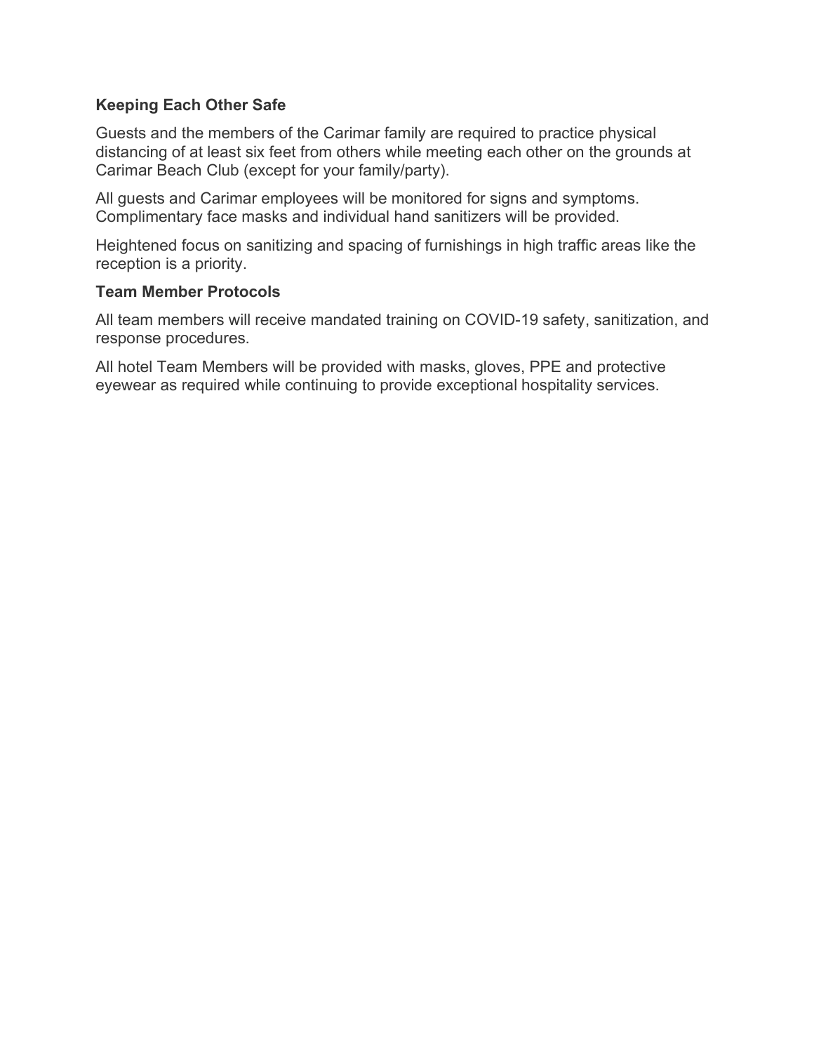**Keeping Each Other Safe**

Guests and the members of the Carimar family are required to practice physical distancing of at least six feet from others while meeting each other on the grounds at Carimar Beach Club (except for your family/party).

All guests and Carimar employees will be monitored for signs and symptoms. Complimentary face masks and individual hand sanitizers will be provided.

Heightened focus on sanitizing and spacing of furnishings in high traffic areas like the reception is a priority.

**Team Member Protocols**

All team members will receive mandated training on COVID-19 safety, sanitization, and response procedures.

All hotel Team Members will be provided with masks, gloves, PPE and protective eyewear as required while continuing to provide exceptional hospitality services.